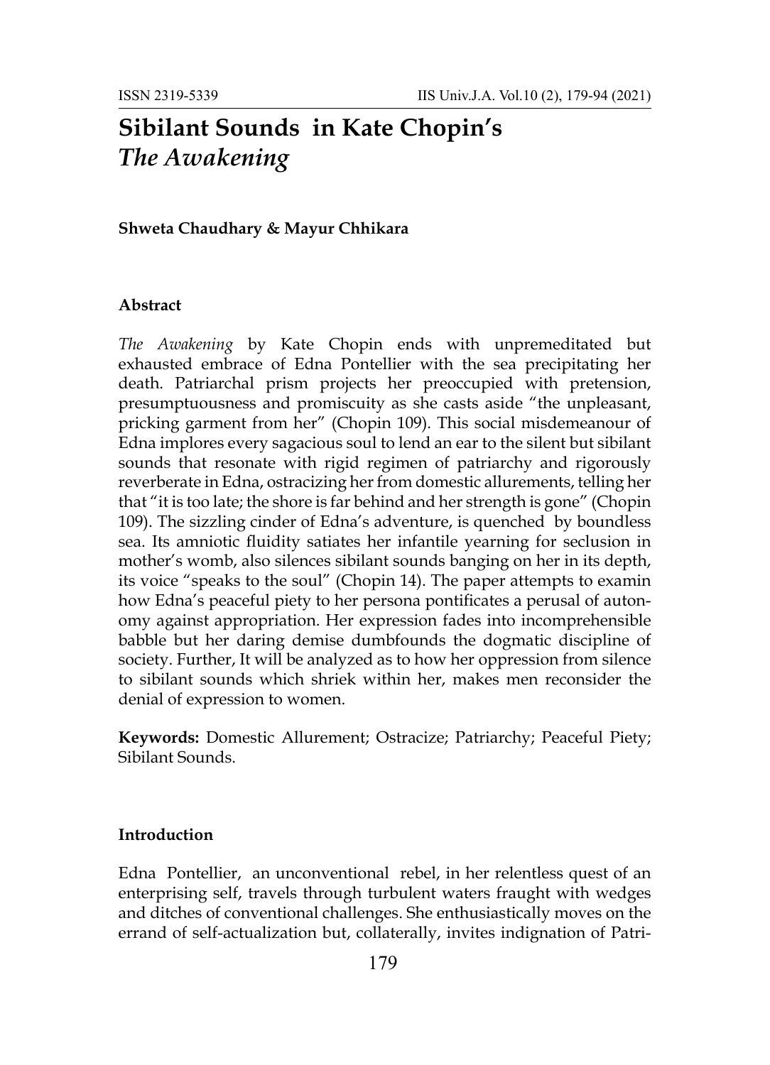# Sibilant Sounds in Kate Chopin's *The Awakening*

**Shweta Chaudhary & Mayur Chhikara**

### Abstract

*The Awakening* by Kate Chopin ends with unpremeditated but exhausted embrace of Edna Pontellier with the sea precipitating her death. Patriarchal prism projects her preoccupied with pretension, presumptuousness and promiscuity as she casts aside "the unpleasant, pricking garment from her" (Chopin 109). This social misdemeanour of Edna implores every sagacious soul to lend an ear to the silent but sibilant sounds that resonate with rigid regimen of patriarchy and rigorously reverberate in Edna, ostracizing her from domestic allurements, telling her that "it is too late; the shore is far behind and her strength is gone" (Chopin 109). The sizzling cinder of Edna's adventure, is quenched by boundless sea. Its amniotic fluidity satiates her infantile yearning for seclusion in mother's womb, also silences sibilant sounds banging on her in its depth, its voice "speaks to the soul" (Chopin 14). The paper attempts to examin how Edna's peaceful piety to her persona pontificates a perusal of autonomy against appropriation. Her expression fades into incomprehensible babble but her daring demise dumbfounds the dogmatic discipline of society. Further, It will be analyzed as to how her oppression from silence to sibilant sounds which shriek within her, makes men reconsider the denial of expression to women.

**Keywords:** Domestic Allurement; Ostracize; Patriarchy; Peaceful Piety; Sibilant Sounds.

### Introduction

Edna Pontellier, an unconventional rebel, in her relentless quest of an enterprising self, travels through turbulent waters fraught with wedges and ditches of conventional challenges. She enthusiastically moves on the errand of self-actualization but, collaterally, invites indignation of Patri-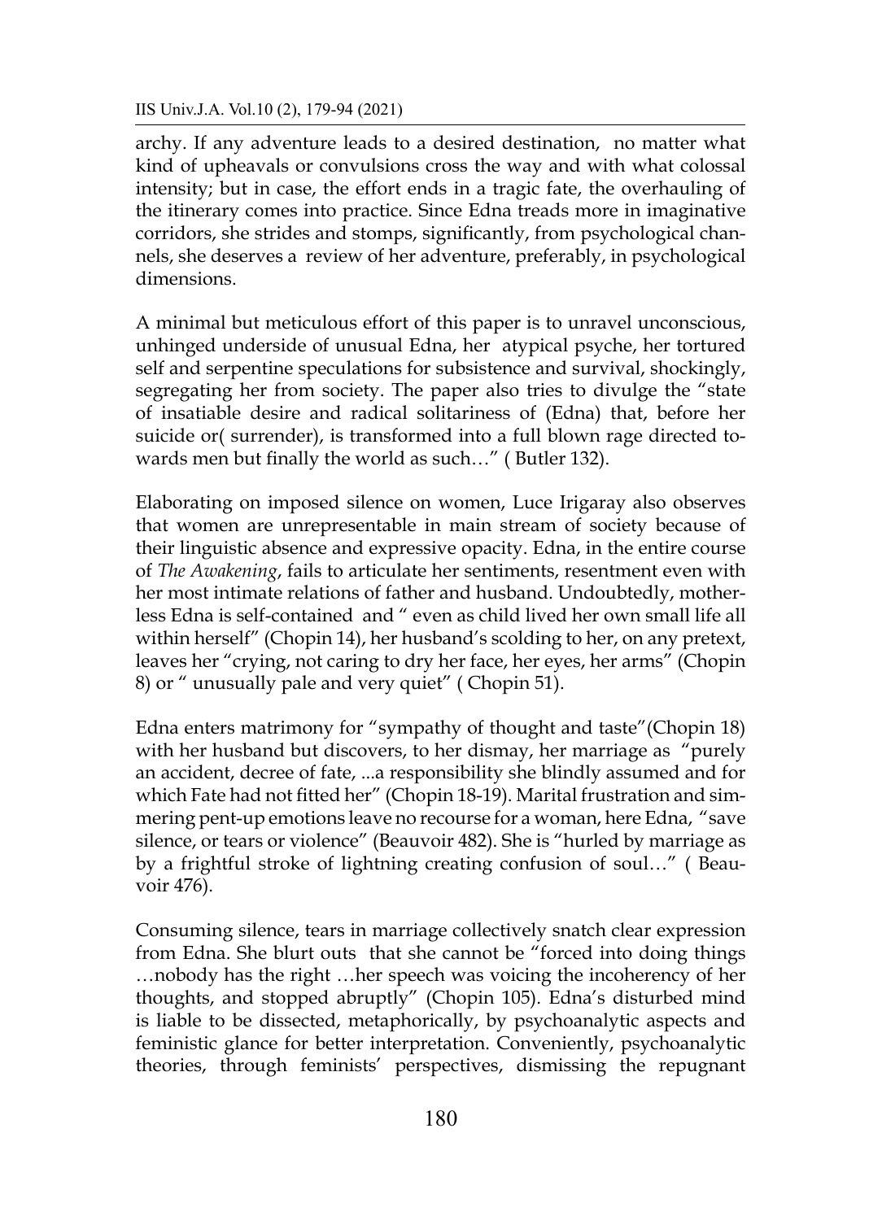archy. If any adventure leads to a desired destination, no matter what kind of upheavals or convulsions cross the way and with what colossal intensity; but in case, the effort ends in a tragic fate, the overhauling of the itinerary comes into practice. Since Edna treads more in imaginative corridors, she strides and stomps, significantly, from psychological channels, she deserves a review of her adventure, preferably, in psychological dimensions.

A minimal but meticulous effort of this paper is to unravel unconscious, unhinged underside of unusual Edna, her atypical psyche, her tortured self and serpentine speculations for subsistence and survival, shockingly, segregating her from society. The paper also tries to divulge the "state of insatiable desire and radical solitariness of (Edna) that, before her suicide or( surrender), is transformed into a full blown rage directed towards men but finally the world as such…" ( Butler 132).

Elaborating on imposed silence on women, Luce Irigaray also observes that women are unrepresentable in main stream of society because of their linguistic absence and expressive opacity. Edna, in the entire course of *The Awakening*, fails to articulate her sentiments, resentment even with her most intimate relations of father and husband. Undoubtedly, motherless Edna is self-contained and " even as child lived her own small life all within herself" (Chopin 14), her husband's scolding to her, on any pretext, leaves her "crying, not caring to dry her face, her eyes, her arms" (Chopin 8) or " unusually pale and very quiet" ( Chopin 51).

Edna enters matrimony for "sympathy of thought and taste"(Chopin 18) with her husband but discovers, to her dismay, her marriage as "purely an accident, decree of fate, ...a responsibility she blindly assumed and for which Fate had not fitted her" (Chopin 18-19). Marital frustration and simmering pent-up emotions leave no recourse for a woman, here Edna, "save silence, or tears or violence" (Beauvoir 482). She is "hurled by marriage as by a frightful stroke of lightning creating confusion of soul…" ( Beauvoir 476).

Consuming silence, tears in marriage collectively snatch clear expression from Edna. She blurt outs that she cannot be "forced into doing things …nobody has the right …her speech was voicing the incoherency of her thoughts, and stopped abruptly" (Chopin 105). Edna's disturbed mind is liable to be dissected, metaphorically, by psychoanalytic aspects and feministic glance for better interpretation. Conveniently, psychoanalytic theories, through feminists' perspectives, dismissing the repugnant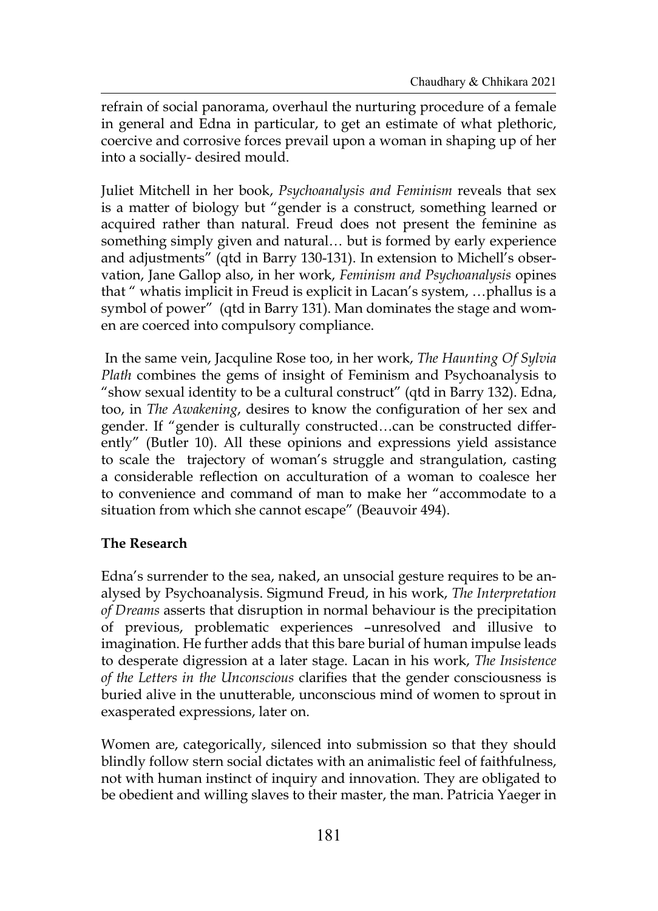refrain of social panorama, overhaul the nurturing procedure of a female in general and Edna in particular, to get an estimate of what plethoric, coercive and corrosive forces prevail upon a woman in shaping up of her into a socially- desired mould.

Juliet Mitchell in her book, *Psychoanalysis and Feminism* reveals that sex is a matter of biology but "gender is a construct, something learned or acquired rather than natural. Freud does not present the feminine as something simply given and natural… but is formed by early experience and adjustments" (qtd in Barry 130-131). In extension to Michell's observation, Jane Gallop also, in her work, *Feminism and Psychoanalysis* opines that " whatis implicit in Freud is explicit in Lacan's system, …phallus is a symbol of power" (qtd in Barry 131). Man dominates the stage and women are coerced into compulsory compliance.

In the same vein, Jacquline Rose too, in her work, *The Haunting Of Sylvia Plath* combines the gems of insight of Feminism and Psychoanalysis to "show sexual identity to be a cultural construct" (qtd in Barry 132). Edna, too, in *The Awakening*, desires to know the configuration of her sex and gender. If "gender is culturally constructed…can be constructed differently" (Butler 10). All these opinions and expressions yield assistance to scale the trajectory of woman's struggle and strangulation, casting a considerable reflection on acculturation of a woman to coalesce her to convenience and command of man to make her "accommodate to a situation from which she cannot escape" (Beauvoir 494).

**The Research**

Edna's surrender to the sea, naked, an unsocial gesture requires to be analysed by Psychoanalysis. Sigmund Freud, in his work, *The Interpretation of Dreams* asserts that disruption in normal behaviour is the precipitation of previous, problematic experiences –unresolved and illusive to imagination. He further adds that this bare burial of human impulse leads to desperate digression at a later stage. Lacan in his work, *The Insistence of the Letters in the Unconscious* clarifies that the gender consciousness is buried alive in the unutterable, unconscious mind of women to sprout in exasperated expressions, later on.

Women are, categorically, silenced into submission so that they should blindly follow stern social dictates with an animalistic feel of faithfulness, not with human instinct of inquiry and innovation. They are obligated to be obedient and willing slaves to their master, the man. Patricia Yaeger in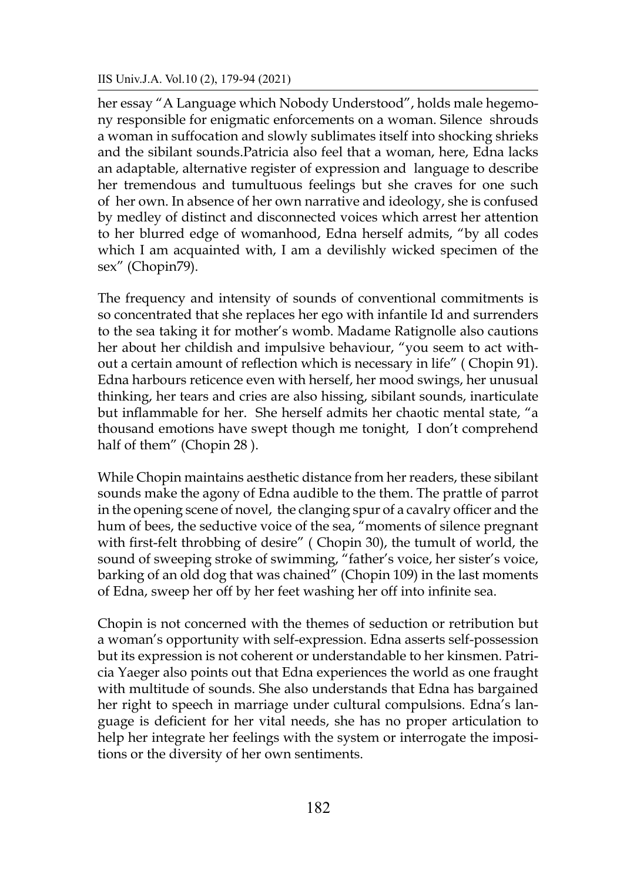her essay "A Language which Nobody Understood", holds male hegemony responsible for enigmatic enforcements on a woman. Silence shrouds a woman in suffocation and slowly sublimates itself into shocking shrieks and the sibilant sounds.Patricia also feel that a woman, here, Edna lacks an adaptable, alternative register of expression and language to describe her tremendous and tumultuous feelings but she craves for one such of her own. In absence of her own narrative and ideology, she is confused by medley of distinct and disconnected voices which arrest her attention to her blurred edge of womanhood, Edna herself admits, "by all codes which I am acquainted with, I am a devilishly wicked specimen of the sex" (Chopin79).

The frequency and intensity of sounds of conventional commitments is so concentrated that she replaces her ego with infantile Id and surrenders to the sea taking it for mother's womb. Madame Ratignolle also cautions her about her childish and impulsive behaviour, "you seem to act without a certain amount of reflection which is necessary in life" ( Chopin 91). Edna harbours reticence even with herself, her mood swings, her unusual thinking, her tears and cries are also hissing, sibilant sounds, inarticulate but inflammable for her. She herself admits her chaotic mental state, "a thousand emotions have swept though me tonight, I don't comprehend half of them" (Chopin 28 ).

While Chopin maintains aesthetic distance from her readers, these sibilant sounds make the agony of Edna audible to the them. The prattle of parrot in the opening scene of novel, the clanging spur of a cavalry officer and the hum of bees, the seductive voice of the sea, "moments of silence pregnant with first-felt throbbing of desire" ( Chopin 30), the tumult of world, the sound of sweeping stroke of swimming, "father's voice, her sister's voice, barking of an old dog that was chained" (Chopin 109) in the last moments of Edna, sweep her off by her feet washing her off into infinite sea.

Chopin is not concerned with the themes of seduction or retribution but a woman's opportunity with self-expression. Edna asserts self-possession but its expression is not coherent or understandable to her kinsmen. Patricia Yaeger also points out that Edna experiences the world as one fraught with multitude of sounds. She also understands that Edna has bargained her right to speech in marriage under cultural compulsions. Edna's language is deficient for her vital needs, she has no proper articulation to help her integrate her feelings with the system or interrogate the impositions or the diversity of her own sentiments.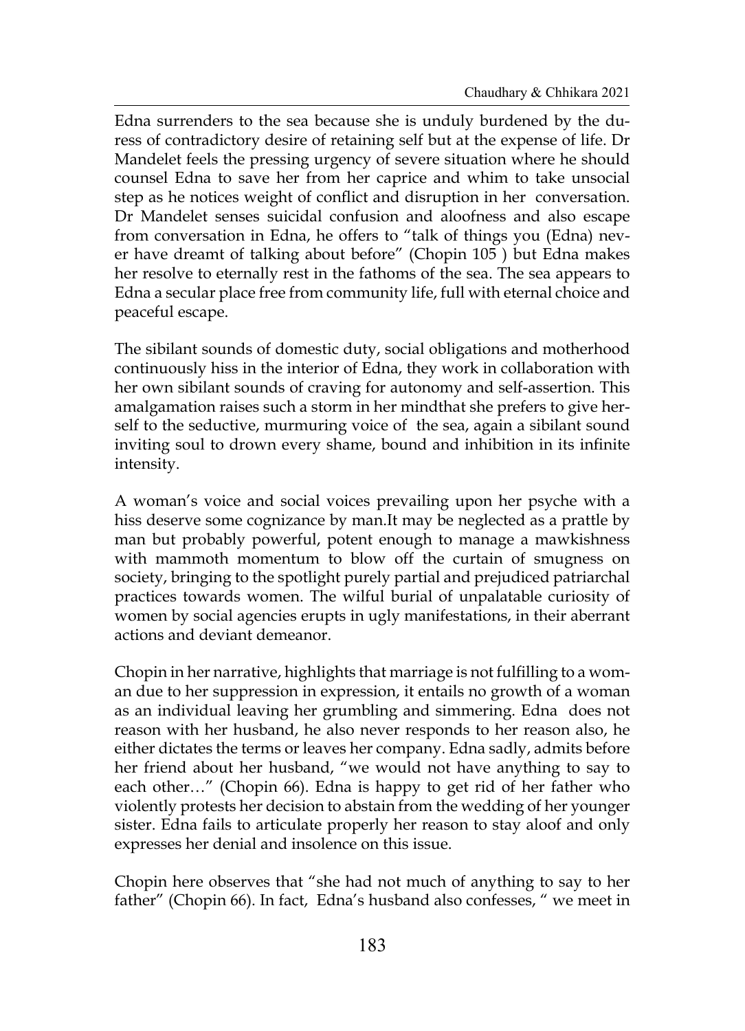Edna surrenders to the sea because she is unduly burdened by the duress of contradictory desire of retaining self but at the expense of life. Dr Mandelet feels the pressing urgency of severe situation where he should counsel Edna to save her from her caprice and whim to take unsocial step as he notices weight of conflict and disruption in her conversation. Dr Mandelet senses suicidal confusion and aloofness and also escape from conversation in Edna, he offers to "talk of things you (Edna) never have dreamt of talking about before" (Chopin 105 ) but Edna makes her resolve to eternally rest in the fathoms of the sea. The sea appears to Edna a secular place free from community life, full with eternal choice and peaceful escape.

The sibilant sounds of domestic duty, social obligations and motherhood continuously hiss in the interior of Edna, they work in collaboration with her own sibilant sounds of craving for autonomy and self-assertion. This amalgamation raises such a storm in her mindthat she prefers to give herself to the seductive, murmuring voice of the sea, again a sibilant sound inviting soul to drown every shame, bound and inhibition in its infinite intensity.

A woman's voice and social voices prevailing upon her psyche with a hiss deserve some cognizance by man.It may be neglected as a prattle by man but probably powerful, potent enough to manage a mawkishness with mammoth momentum to blow off the curtain of smugness on society, bringing to the spotlight purely partial and prejudiced patriarchal practices towards women. The wilful burial of unpalatable curiosity of women by social agencies erupts in ugly manifestations, in their aberrant actions and deviant demeanor.

Chopin in her narrative, highlights that marriage is not fulfilling to a woman due to her suppression in expression, it entails no growth of a woman as an individual leaving her grumbling and simmering. Edna does not reason with her husband, he also never responds to her reason also, he either dictates the terms or leaves her company. Edna sadly, admits before her friend about her husband, "we would not have anything to say to each other…" (Chopin 66). Edna is happy to get rid of her father who violently protests her decision to abstain from the wedding of her younger sister. Edna fails to articulate properly her reason to stay aloof and only expresses her denial and insolence on this issue.

Chopin here observes that "she had not much of anything to say to her father" (Chopin 66). In fact, Edna's husband also confesses, " we meet in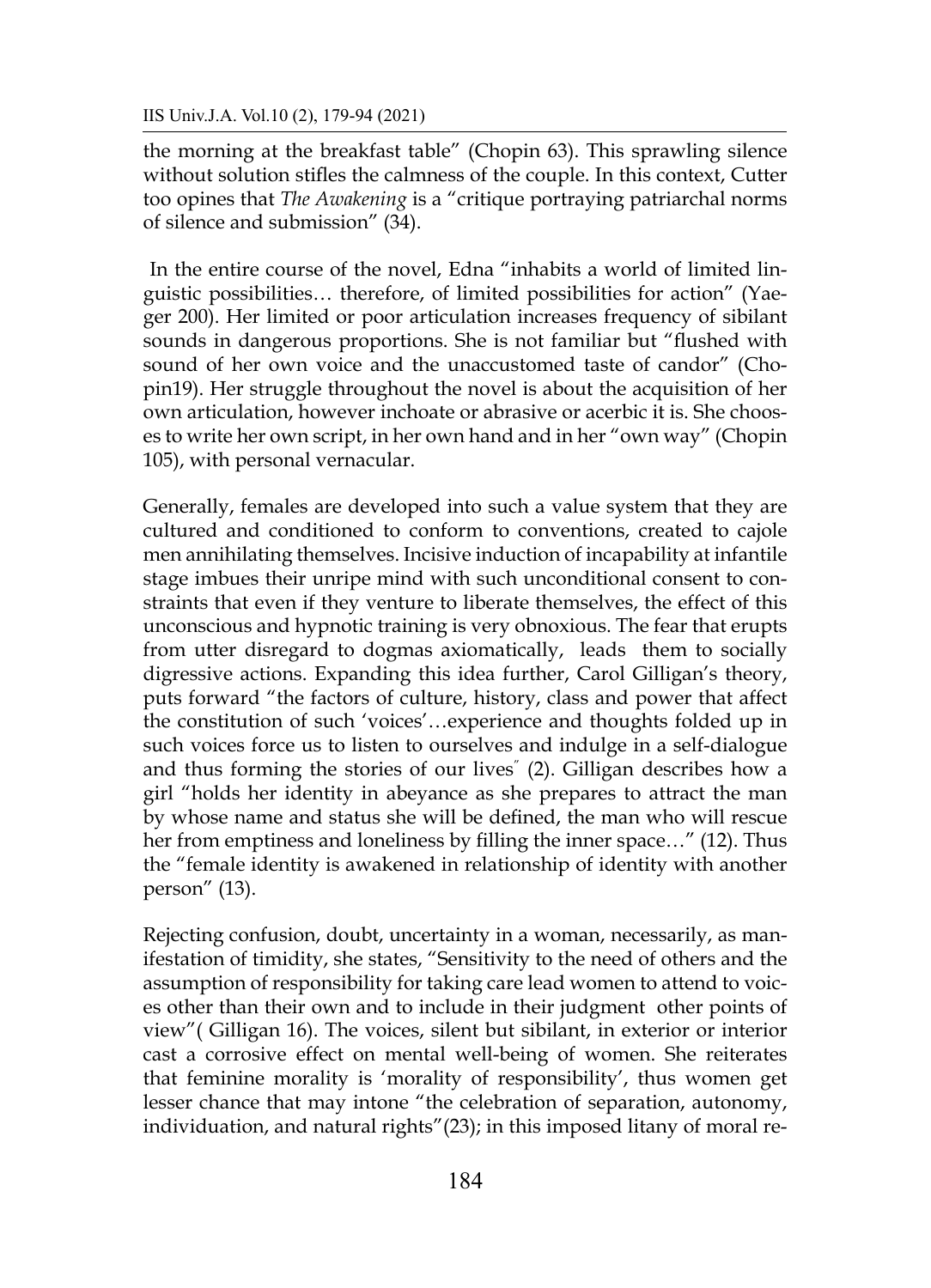the morning at the breakfast table" (Chopin 63). This sprawling silence without solution stifles the calmness of the couple. In this context, Cutter too opines that *The Awakening* is a "critique portraying patriarchal norms of silence and submission" (34).

In the entire course of the novel, Edna "inhabits a world of limited linguistic possibilities… therefore, of limited possibilities for action" (Yaeger 200). Her limited or poor articulation increases frequency of sibilant sounds in dangerous proportions. She is not familiar but "flushed with sound of her own voice and the unaccustomed taste of candor" (Chopin19). Her struggle throughout the novel is about the acquisition of her own articulation, however inchoate or abrasive or acerbic it is. She chooses to write her own script, in her own hand and in her "own way" (Chopin 105), with personal vernacular.

Generally, females are developed into such a value system that they are cultured and conditioned to conform to conventions, created to cajole men annihilating themselves. Incisive induction of incapability at infantile stage imbues their unripe mind with such unconditional consent to constraints that even if they venture to liberate themselves, the effect of this unconscious and hypnotic training is very obnoxious. The fear that erupts from utter disregard to dogmas axiomatically, leads them to socially digressive actions. Expanding this idea further, Carol Gilligan's theory, puts forward "the factors of culture, history, class and power that affect the constitution of such 'voices'…experience and thoughts folded up in such voices force us to listen to ourselves and indulge in a self-dialogue and thus forming the stories of our lives" (2). Gilligan describes how a girl "holds her identity in abeyance as she prepares to attract the man by whose name and status she will be defined, the man who will rescue her from emptiness and loneliness by filling the inner space…" (12). Thus the "female identity is awakened in relationship of identity with another person" (13).

Rejecting confusion, doubt, uncertainty in a woman, necessarily, as manifestation of timidity, she states, "Sensitivity to the need of others and the assumption of responsibility for taking care lead women to attend to voices other than their own and to include in their judgment other points of view"( Gilligan 16). The voices, silent but sibilant, in exterior or interior cast a corrosive effect on mental well-being of women. She reiterates that feminine morality is 'morality of responsibility', thus women get lesser chance that may intone "the celebration of separation, autonomy, individuation, and natural rights"(23); in this imposed litany of moral re-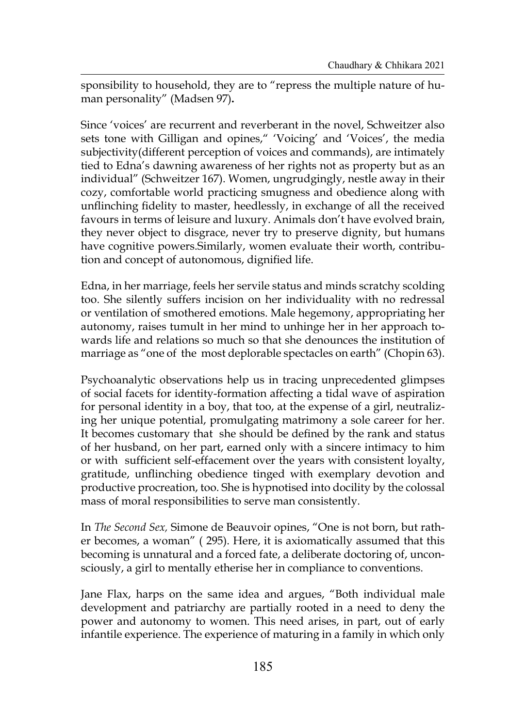sponsibility to household, they are to "repress the multiple nature of human personality" (Madsen 97)**.**

Since 'voices' are recurrent and reverberant in the novel, Schweitzer also sets tone with Gilligan and opines," 'Voicing' and 'Voices', the media subjectivity(different perception of voices and commands), are intimately tied to Edna's dawning awareness of her rights not as property but as an individual" (Schweitzer 167). Women, ungrudgingly, nestle away in their cozy, comfortable world practicing smugness and obedience along with unflinching fidelity to master, heedlessly, in exchange of all the received favours in terms of leisure and luxury. Animals don't have evolved brain, they never object to disgrace, never try to preserve dignity, but humans have cognitive powers.Similarly, women evaluate their worth, contribution and concept of autonomous, dignified life.

Edna, in her marriage, feels her servile status and minds scratchy scolding too. She silently suffers incision on her individuality with no redressal or ventilation of smothered emotions. Male hegemony, appropriating her autonomy, raises tumult in her mind to unhinge her in her approach towards life and relations so much so that she denounces the institution of marriage as "one of the most deplorable spectacles on earth" (Chopin 63).

Psychoanalytic observations help us in tracing unprecedented glimpses of social facets for identity-formation affecting a tidal wave of aspiration for personal identity in a boy, that too, at the expense of a girl, neutralizing her unique potential, promulgating matrimony a sole career for her. It becomes customary that she should be defined by the rank and status of her husband, on her part, earned only with a sincere intimacy to him or with sufficient self-effacement over the years with consistent loyalty, gratitude, unflinching obedience tinged with exemplary devotion and productive procreation, too. She is hypnotised into docility by the colossal mass of moral responsibilities to serve man consistently.

In *The Second Sex,* Simone de Beauvoir opines, "One is not born, but rather becomes, a woman" ( 295). Here, it is axiomatically assumed that this becoming is unnatural and a forced fate, a deliberate doctoring of, unconsciously, a girl to mentally etherise her in compliance to conventions.

Jane Flax, harps on the same idea and argues, "Both individual male development and patriarchy are partially rooted in a need to deny the power and autonomy to women. This need arises, in part, out of early infantile experience. The experience of maturing in a family in which only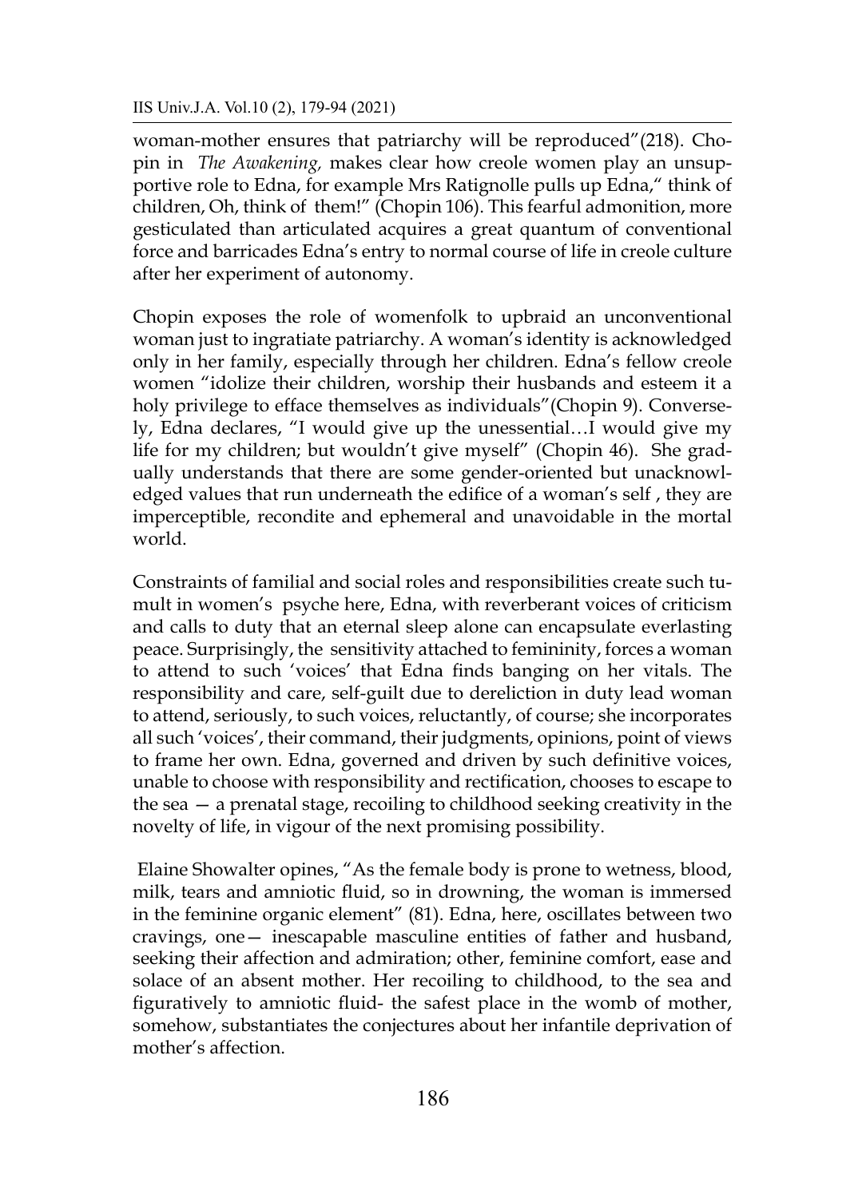woman-mother ensures that patriarchy will be reproduced"(218). Chopin in *The Awakening,* makes clear how creole women play an unsupportive role to Edna, for example Mrs Ratignolle pulls up Edna," think of children, Oh, think of them!" (Chopin 106). This fearful admonition, more gesticulated than articulated acquires a great quantum of conventional force and barricades Edna's entry to normal course of life in creole culture after her experiment of autonomy.

Chopin exposes the role of womenfolk to upbraid an unconventional woman just to ingratiate patriarchy. A woman's identity is acknowledged only in her family, especially through her children. Edna's fellow creole women "idolize their children, worship their husbands and esteem it a holy privilege to efface themselves as individuals"(Chopin 9). Conversely, Edna declares, "I would give up the unessential…I would give my life for my children; but wouldn't give myself" (Chopin 46). She gradually understands that there are some gender-oriented but unacknowledged values that run underneath the edifice of a woman's self , they are imperceptible, recondite and ephemeral and unavoidable in the mortal world.

Constraints of familial and social roles and responsibilities create such tumult in women's psyche here, Edna, with reverberant voices of criticism and calls to duty that an eternal sleep alone can encapsulate everlasting peace. Surprisingly, the sensitivity attached to femininity, forces a woman to attend to such 'voices' that Edna finds banging on her vitals. The responsibility and care, self-guilt due to dereliction in duty lead woman to attend, seriously, to such voices, reluctantly, of course; she incorporates all such 'voices', their command, their judgments, opinions, point of views to frame her own. Edna, governed and driven by such definitive voices, unable to choose with responsibility and rectification, chooses to escape to the sea — a prenatal stage, recoiling to childhood seeking creativity in the novelty of life, in vigour of the next promising possibility.

Elaine Showalter opines, "As the female body is prone to wetness, blood, milk, tears and amniotic fluid, so in drowning, the woman is immersed in the feminine organic element" (81). Edna, here, oscillates between two cravings, one— inescapable masculine entities of father and husband, seeking their affection and admiration; other, feminine comfort, ease and solace of an absent mother. Her recoiling to childhood, to the sea and figuratively to amniotic fluid- the safest place in the womb of mother, somehow, substantiates the conjectures about her infantile deprivation of mother's affection.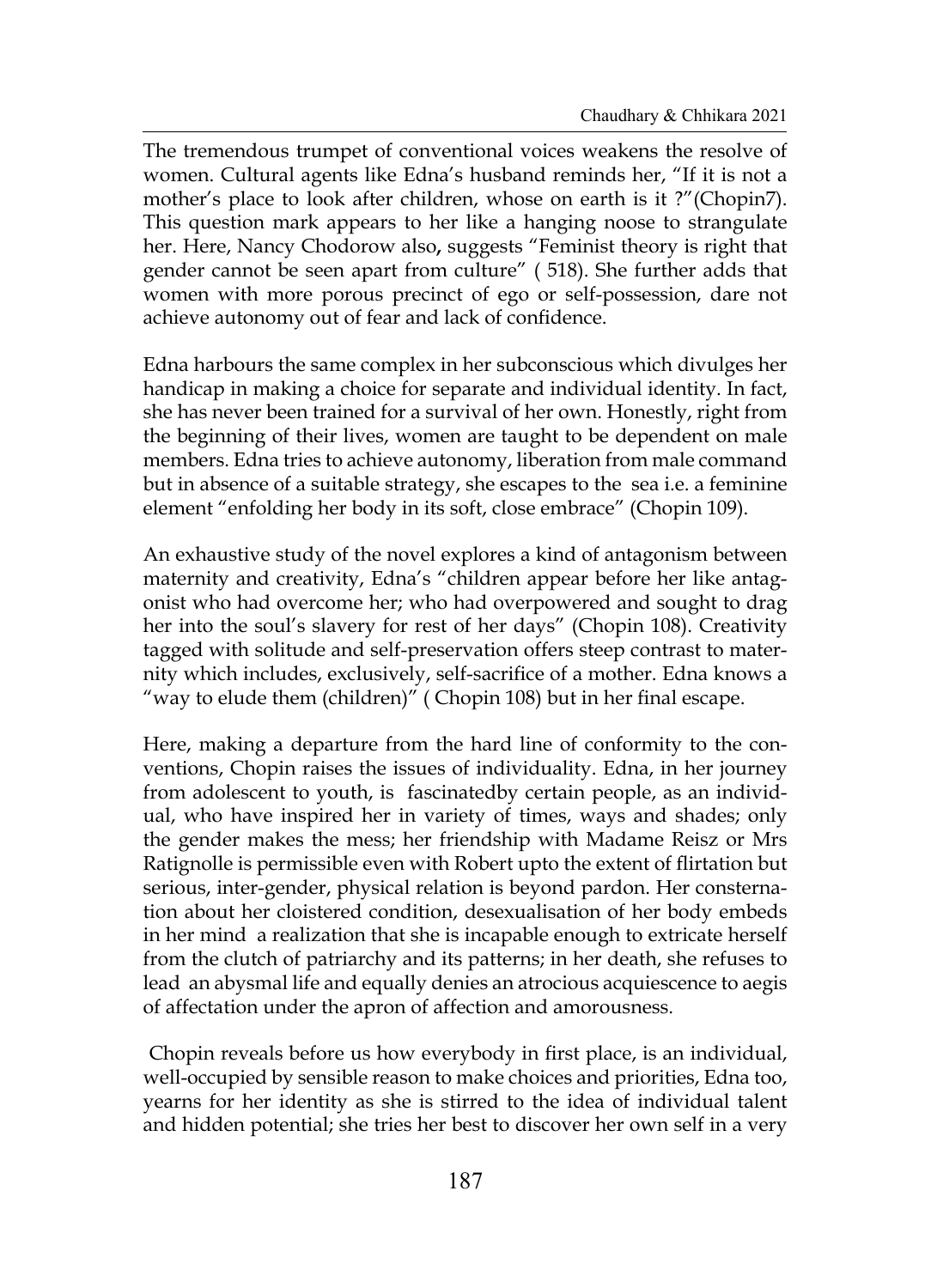The tremendous trumpet of conventional voices weakens the resolve of women. Cultural agents like Edna's husband reminds her, "If it is not a mother's place to look after children, whose on earth is it ?"(Chopin7). This question mark appears to her like a hanging noose to strangulate her. Here, Nancy Chodorow also**,** suggests "Feminist theory is right that gender cannot be seen apart from culture" ( 518). She further adds that women with more porous precinct of ego or self-possession, dare not achieve autonomy out of fear and lack of confidence.

Edna harbours the same complex in her subconscious which divulges her handicap in making a choice for separate and individual identity. In fact, she has never been trained for a survival of her own. Honestly, right from the beginning of their lives, women are taught to be dependent on male members. Edna tries to achieve autonomy, liberation from male command but in absence of a suitable strategy, she escapes to the sea i.e. a feminine element "enfolding her body in its soft, close embrace" (Chopin 109).

An exhaustive study of the novel explores a kind of antagonism between maternity and creativity, Edna's "children appear before her like antagonist who had overcome her; who had overpowered and sought to drag her into the soul's slavery for rest of her days" (Chopin 108). Creativity tagged with solitude and self-preservation offers steep contrast to maternity which includes, exclusively, self-sacrifice of a mother. Edna knows a "way to elude them (children)" ( Chopin 108) but in her final escape.

Here, making a departure from the hard line of conformity to the conventions, Chopin raises the issues of individuality. Edna, in her journey from adolescent to youth, is fascinatedby certain people, as an individual, who have inspired her in variety of times, ways and shades; only the gender makes the mess; her friendship with Madame Reisz or Mrs Ratignolle is permissible even with Robert upto the extent of flirtation but serious, inter-gender, physical relation is beyond pardon. Her consternation about her cloistered condition, desexualisation of her body embeds in her mind a realization that she is incapable enough to extricate herself from the clutch of patriarchy and its patterns; in her death, she refuses to lead an abysmal life and equally denies an atrocious acquiescence to aegis of affectation under the apron of affection and amorousness.

Chopin reveals before us how everybody in first place, is an individual, well-occupied by sensible reason to make choices and priorities, Edna too, yearns for her identity as she is stirred to the idea of individual talent and hidden potential; she tries her best to discover her own self in a very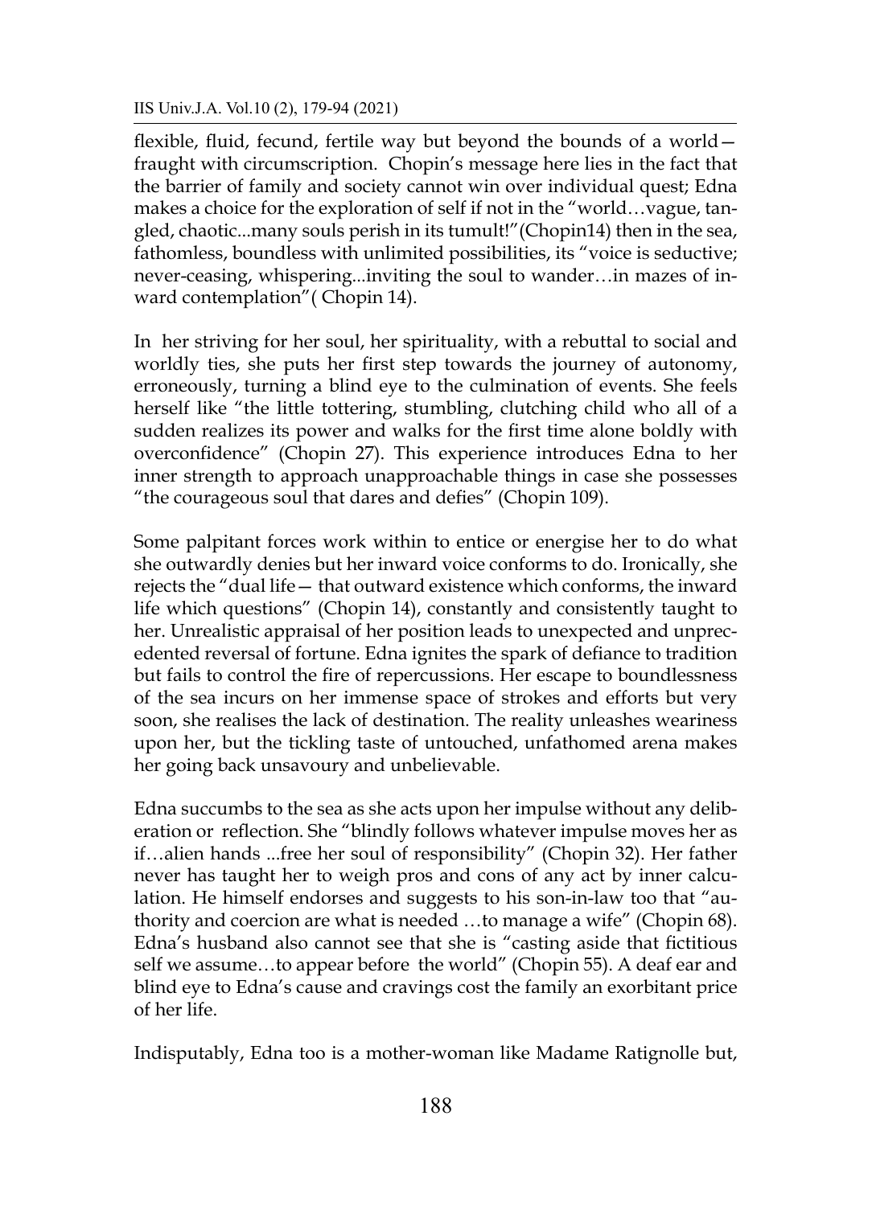flexible, fluid, fecund, fertile way but beyond the bounds of a world—fraught with circumscription. Chopin's message here lies in the fact that the barrier of family and society cannot win over individual quest; Edna makes a choice for the exploration of self if not in the "world…vague, tangled, chaotic...many souls perish in its tumult!"(Chopin14) then in the sea, fathomless, boundless with unlimited possibilities, its "voice is seductive; never-ceasing, whispering...inviting the soul to wander…in mazes of inward contemplation"( Chopin 14).

In her striving for her soul, her spirituality, with a rebuttal to social and worldly ties, she puts her first step towards the journey of autonomy, erroneously, turning a blind eye to the culmination of events. She feels herself like "the little tottering, stumbling, clutching child who all of a sudden realizes its power and walks for the first time alone boldly with overconfidence" (Chopin 27). This experience introduces Edna to her inner strength to approach unapproachable things in case she possesses "the courageous soul that dares and defies" (Chopin 109).

Some palpitant forces work within to entice or energise her to do what she outwardly denies but her inward voice conforms to do. Ironically, she rejects the "dual life— that outward existence which conforms, the inward life which questions" (Chopin 14), constantly and consistently taught to her. Unrealistic appraisal of her position leads to unexpected and unprecedented reversal of fortune. Edna ignites the spark of defiance to tradition but fails to control the fire of repercussions. Her escape to boundlessness of the sea incurs on her immense space of strokes and efforts but very soon, she realises the lack of destination. The reality unleashes weariness upon her, but the tickling taste of untouched, unfathomed arena makes her going back unsavoury and unbelievable.

Edna succumbs to the sea as she acts upon her impulse without any deliberation or reflection. She "blindly follows whatever impulse moves her as if…alien hands ...free her soul of responsibility" (Chopin 32). Her father never has taught her to weigh pros and cons of any act by inner calculation. He himself endorses and suggests to his son-in-law too that "authority and coercion are what is needed …to manage a wife" (Chopin 68). Edna's husband also cannot see that she is "casting aside that fictitious self we assume…to appear before the world" (Chopin 55). A deaf ear and blind eye to Edna's cause and cravings cost the family an exorbitant price of her life.

Indisputably, Edna too is a mother-woman like Madame Ratignolle but,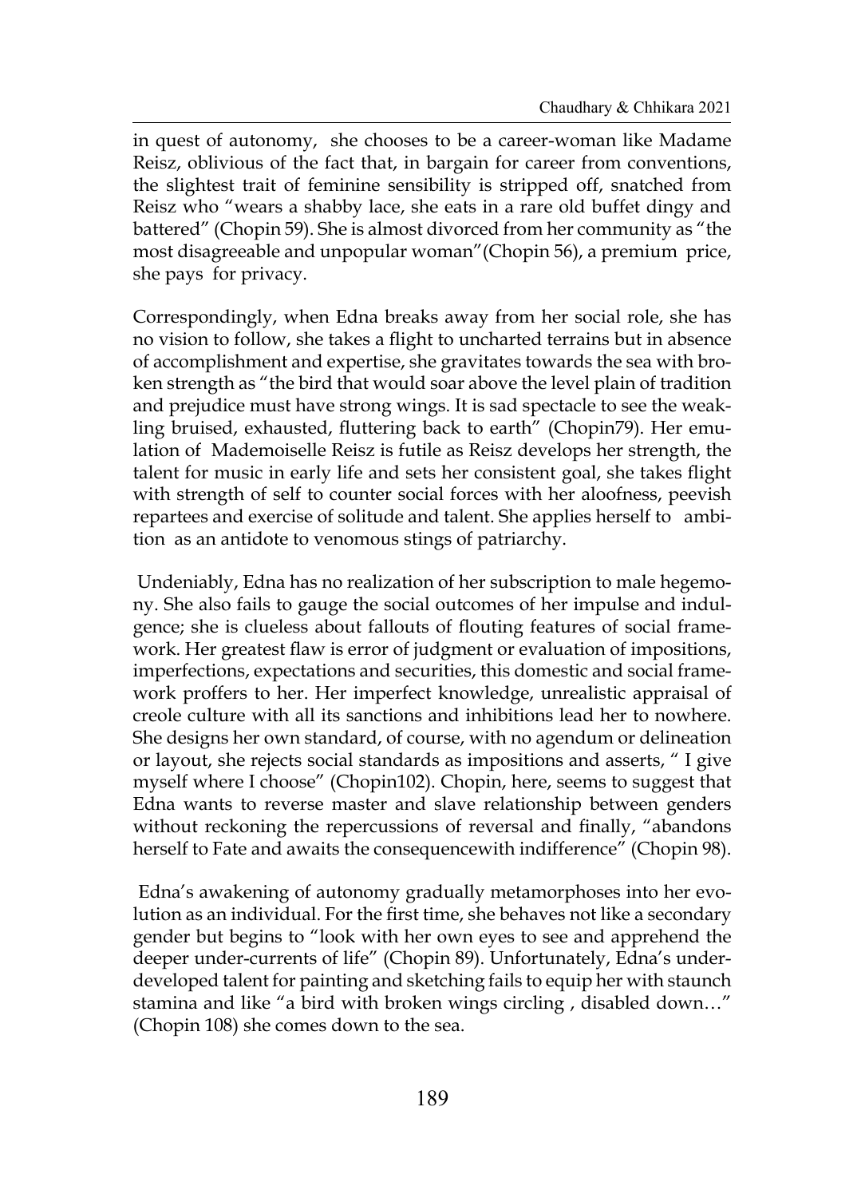in quest of autonomy, she chooses to be a career-woman like Madame Reisz, oblivious of the fact that, in bargain for career from conventions, the slightest trait of feminine sensibility is stripped off, snatched from Reisz who "wears a shabby lace, she eats in a rare old buffet dingy and battered" (Chopin 59). She is almost divorced from her community as "the most disagreeable and unpopular woman"(Chopin 56), a premium price, she pays for privacy.

Correspondingly, when Edna breaks away from her social role, she has no vision to follow, she takes a flight to uncharted terrains but in absence of accomplishment and expertise, she gravitates towards the sea with broken strength as "the bird that would soar above the level plain of tradition and prejudice must have strong wings. It is sad spectacle to see the weakling bruised, exhausted, fluttering back to earth" (Chopin79). Her emulation of Mademoiselle Reisz is futile as Reisz develops her strength, the talent for music in early life and sets her consistent goal, she takes flight with strength of self to counter social forces with her aloofness, peevish repartees and exercise of solitude and talent. She applies herself to ambition as an antidote to venomous stings of patriarchy.

Undeniably, Edna has no realization of her subscription to male hegemony. She also fails to gauge the social outcomes of her impulse and indulgence; she is clueless about fallouts of flouting features of social framework. Her greatest flaw is error of judgment or evaluation of impositions, imperfections, expectations and securities, this domestic and social framework proffers to her. Her imperfect knowledge, unrealistic appraisal of creole culture with all its sanctions and inhibitions lead her to nowhere. She designs her own standard, of course, with no agendum or delineation or layout, she rejects social standards as impositions and asserts, " I give myself where I choose" (Chopin102). Chopin, here, seems to suggest that Edna wants to reverse master and slave relationship between genders without reckoning the repercussions of reversal and finally, "abandons herself to Fate and awaits the consequencewith indifference" (Chopin 98).

Edna's awakening of autonomy gradually metamorphoses into her evolution as an individual. For the first time, she behaves not like a secondary gender but begins to "look with her own eyes to see and apprehend the deeper under-currents of life" (Chopin 89). Unfortunately, Edna's underdeveloped talent for painting and sketching fails to equip her with staunch stamina and like "a bird with broken wings circling , disabled down…" (Chopin 108) she comes down to the sea.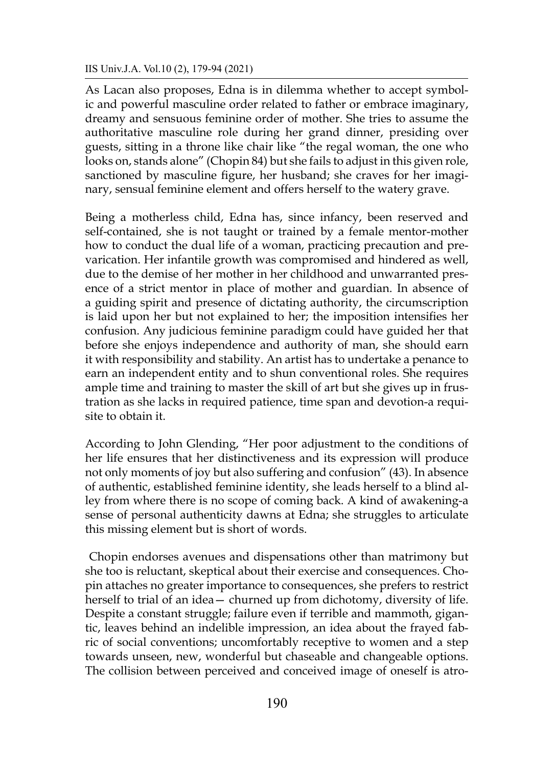As Lacan also proposes, Edna is in dilemma whether to accept symbolic and powerful masculine order related to father or embrace imaginary, dreamy and sensuous feminine order of mother. She tries to assume the authoritative masculine role during her grand dinner, presiding over guests, sitting in a throne like chair like "the regal woman, the one who looks on, stands alone" (Chopin 84) but she fails to adjust in this given role, sanctioned by masculine figure, her husband; she craves for her imaginary, sensual feminine element and offers herself to the watery grave.

Being a motherless child, Edna has, since infancy, been reserved and self-contained, she is not taught or trained by a female mentor-mother how to conduct the dual life of a woman, practicing precaution and prevarication. Her infantile growth was compromised and hindered as well, due to the demise of her mother in her childhood and unwarranted presence of a strict mentor in place of mother and guardian. In absence of a guiding spirit and presence of dictating authority, the circumscription is laid upon her but not explained to her; the imposition intensifies her confusion. Any judicious feminine paradigm could have guided her that before she enjoys independence and authority of man, she should earn it with responsibility and stability. An artist has to undertake a penance to earn an independent entity and to shun conventional roles. She requires ample time and training to master the skill of art but she gives up in frustration as she lacks in required patience, time span and devotion-a requisite to obtain it.

According to John Glending, "Her poor adjustment to the conditions of her life ensures that her distinctiveness and its expression will produce not only moments of joy but also suffering and confusion" (43). In absence of authentic, established feminine identity, she leads herself to a blind alley from where there is no scope of coming back. A kind of awakening-a sense of personal authenticity dawns at Edna; she struggles to articulate this missing element but is short of words.

Chopin endorses avenues and dispensations other than matrimony but she too is reluctant, skeptical about their exercise and consequences. Chopin attaches no greater importance to consequences, she prefers to restrict herself to trial of an idea— churned up from dichotomy, diversity of life. Despite a constant struggle; failure even if terrible and mammoth, gigantic, leaves behind an indelible impression, an idea about the frayed fabric of social conventions; uncomfortably receptive to women and a step towards unseen, new, wonderful but chaseable and changeable options. The collision between perceived and conceived image of oneself is atro-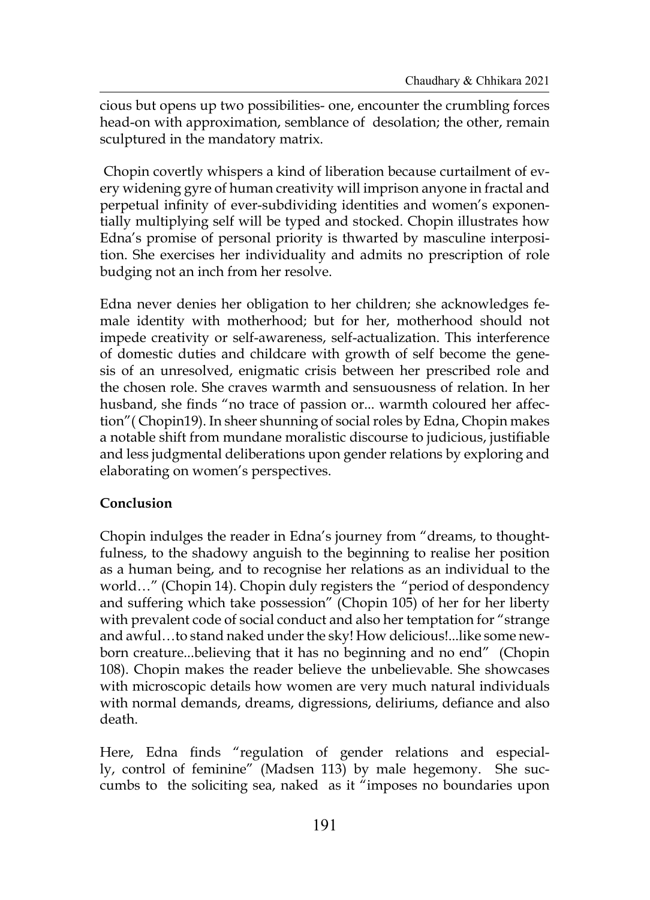cious but opens up two possibilities- one, encounter the crumbling forces head-on with approximation, semblance of desolation; the other, remain sculptured in the mandatory matrix.

Chopin covertly whispers a kind of liberation because curtailment of every widening gyre of human creativity will imprison anyone in fractal and perpetual infinity of ever-subdividing identities and women's exponentially multiplying self will be typed and stocked. Chopin illustrates how Edna's promise of personal priority is thwarted by masculine interposition. She exercises her individuality and admits no prescription of role budging not an inch from her resolve.

Edna never denies her obligation to her children; she acknowledges female identity with motherhood; but for her, motherhood should not impede creativity or self-awareness, self-actualization. This interference of domestic duties and childcare with growth of self become the genesis of an unresolved, enigmatic crisis between her prescribed role and the chosen role. She craves warmth and sensuousness of relation. In her husband, she finds "no trace of passion or... warmth coloured her affection"( Chopin19). In sheer shunning of social roles by Edna, Chopin makes a notable shift from mundane moralistic discourse to judicious, justifiable and less judgmental deliberations upon gender relations by exploring and elaborating on women's perspectives.

**Conclusion**

Chopin indulges the reader in Edna's journey from "dreams, to thoughtfulness, to the shadowy anguish to the beginning to realise her position as a human being, and to recognise her relations as an individual to the world…" (Chopin 14). Chopin duly registers the "period of despondency and suffering which take possession" (Chopin 105) of her for her liberty with prevalent code of social conduct and also her temptation for "strange and awful…to stand naked under the sky! How delicious!...like some newborn creature...believing that it has no beginning and no end" (Chopin 108). Chopin makes the reader believe the unbelievable. She showcases with microscopic details how women are very much natural individuals with normal demands, dreams, digressions, deliriums, defiance and also death.

Here, Edna finds "regulation of gender relations and especially, control of feminine" (Madsen 113) by male hegemony. She succumbs to the soliciting sea, naked as it "imposes no boundaries upon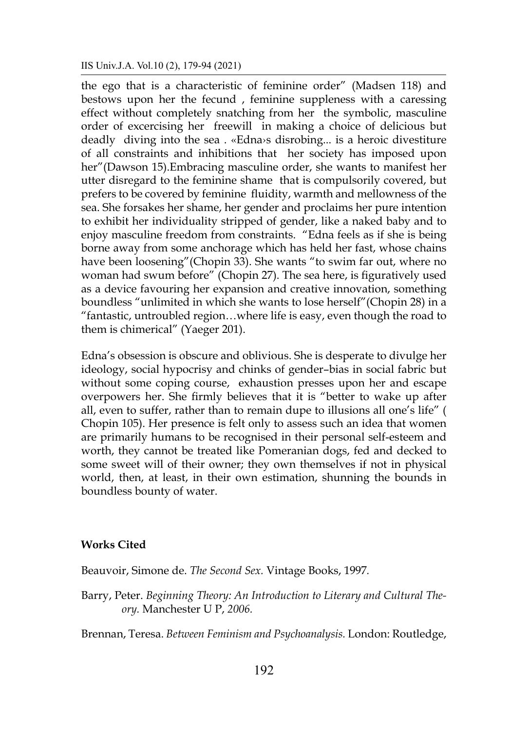the ego that is a characteristic of feminine order" (Madsen 118) and bestows upon her the fecund , feminine suppleness with a caressing effect without completely snatching from her the symbolic, masculine order of excercising her freewill in making a choice of delicious but deadly diving into the sea . «Edna›s disrobing... is a heroic divestiture of all constraints and inhibitions that her society has imposed upon her"(Dawson 15).Embracing masculine order, she wants to manifest her utter disregard to the feminine shame that is compulsorily covered, but prefers to be covered by feminine fluidity, warmth and mellowness of the sea. She forsakes her shame, her gender and proclaims her pure intention to exhibit her individuality stripped of gender, like a naked baby and to enjoy masculine freedom from constraints. "Edna feels as if she is being borne away from some anchorage which has held her fast, whose chains have been loosening"(Chopin 33). She wants "to swim far out, where no woman had swum before" (Chopin 27). The sea here, is figuratively used as a device favouring her expansion and creative innovation, something boundless "unlimited in which she wants to lose herself"(Chopin 28) in a "fantastic, untroubled region…where life is easy, even though the road to them is chimerical" (Yaeger 201).

Edna's obsession is obscure and oblivious. She is desperate to divulge her ideology, social hypocrisy and chinks of gender–bias in social fabric but without some coping course, exhaustion presses upon her and escape overpowers her. She firmly believes that it is "better to wake up after all, even to suffer, rather than to remain dupe to illusions all one's life" ( Chopin 105). Her presence is felt only to assess such an idea that women are primarily humans to be recognised in their personal self-esteem and worth, they cannot be treated like Pomeranian dogs, fed and decked to some sweet will of their owner; they own themselves if not in physical world, then, at least, in their own estimation, shunning the bounds in boundless bounty of water.

**Works Cited**

Beauvoir, Simone de. *The Second Sex.* Vintage Books, 1997*.*

Barry, Peter. *Beginning Theory: An Introduction to Literary and Cultural Theory.* Manchester U P, *2006.*

Brennan, Teresa. *Between Feminism and Psychoanalysis.* London: Routledge,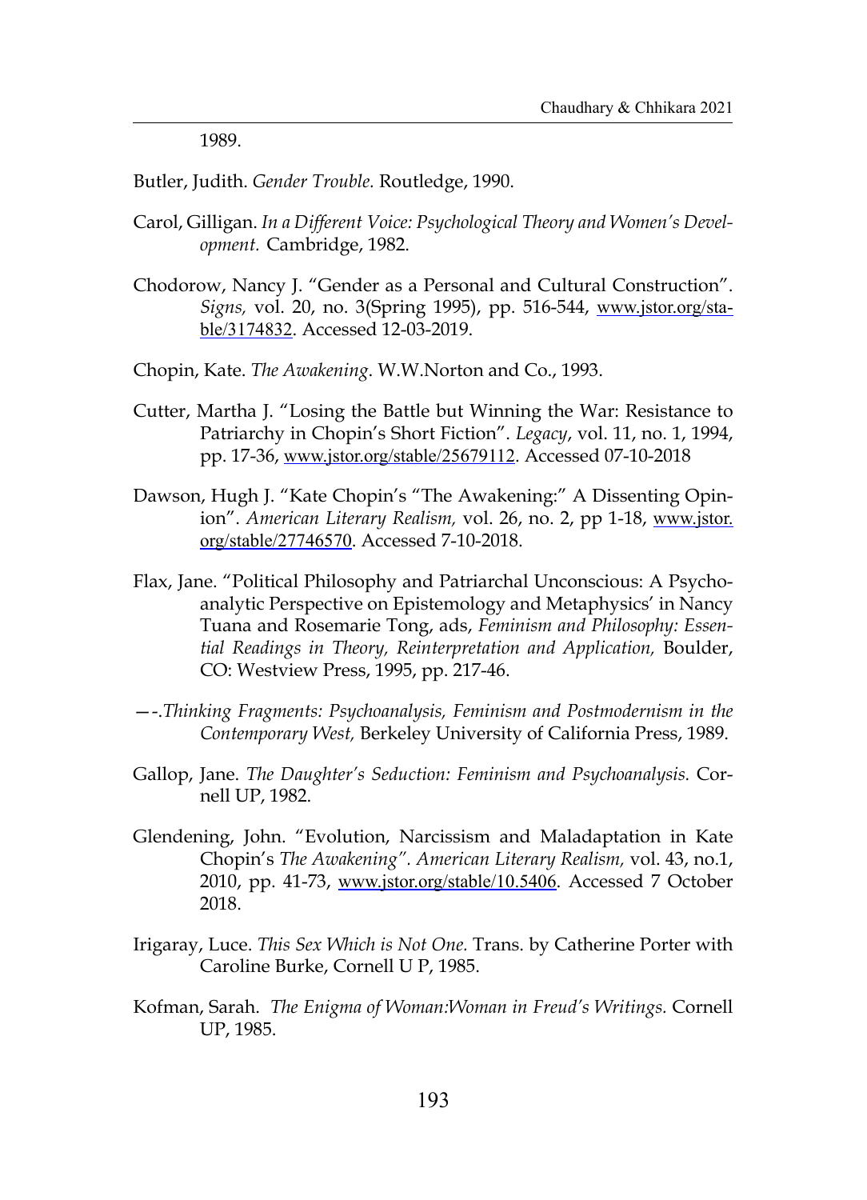1989.

Butler, Judith. *Gender Trouble.* Routledge, 1990.

Carol, Gilligan. *In a Different Voice: Psychological Theory and Women's Development.* Cambridge, 1982.

Chodorow, Nancy J. "Gender as a Personal and Cultural Construction". *Signs,* vol. 20, no. 3(Spring 1995), pp. 516-544, www.jstor.org/stable/3174832. Accessed 12-03-2019.

Chopin, Kate. *The Awakening*. W.W.Norton and Co., 1993.

Cutter, Martha J. "Losing the Battle but Winning the War: Resistance to Patriarchy in Chopin's Short Fiction". *Legacy*, vol. 11, no. 1, 1994, pp. 17-36, www.jstor.org/stable/25679112. Accessed 07-10-2018

Dawson, Hugh J. "Kate Chopin's "The Awakening:" A Dissenting Opinion". *American Literary Realism,* vol. 26, no. 2, pp 1-18, www.jstor.org/stable/27746570. Accessed 7-10-2018.

Flax, Jane. "Political Philosophy and Patriarchal Unconscious: A Psychoanalytic Perspective on Epistemology and Metaphysics' in Nancy Tuana and Rosemarie Tong, ads, *Feminism and Philosophy: Essential Readings in Theory, Reinterpretation and Application,* Boulder, CO: Westview Press, 1995, pp. 217-46.

—-.*Thinking Fragments: Psychoanalysis, Feminism and Postmodernism in the Contemporary West,* Berkeley University of California Press, 1989.

Gallop, Jane. *The Daughter's Seduction: Feminism and Psychoanalysis.* Cornell UP, 1982.

Glendening, John. "Evolution, Narcissism and Maladaptation in Kate Chopin's *The Awakening". American Literary Realism,* vol. 43, no.1, 2010, pp. 41-73, www.jstor.org/stable/10.5406. Accessed 7 October 2018.

Irigaray, Luce. *This Sex Which is Not One.* Trans. by Catherine Porter with Caroline Burke, Cornell U P, 1985.

Kofman, Sarah. *The Enigma of Woman:Woman in Freud's Writings.* Cornell UP, 1985.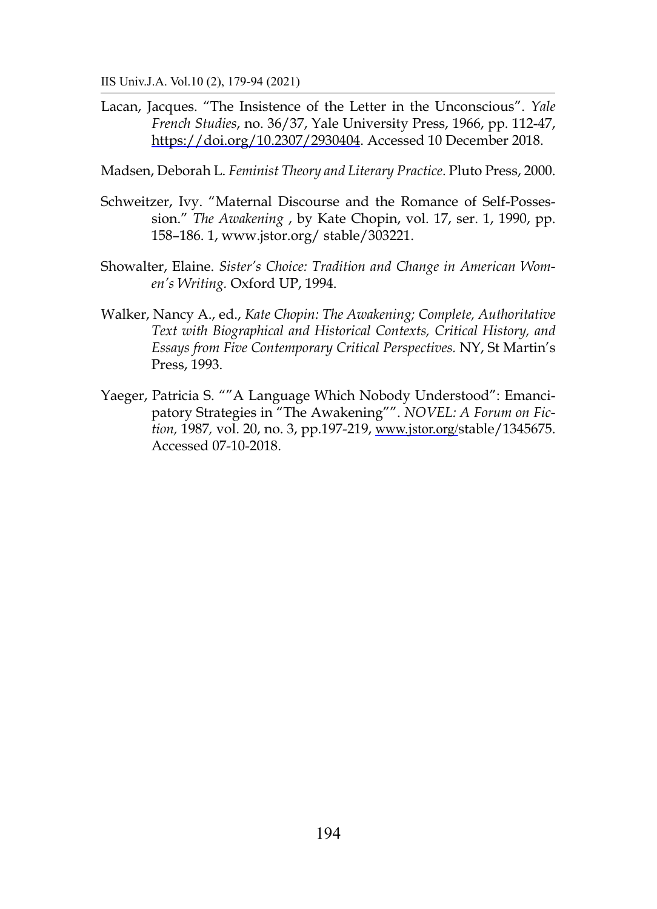Lacan, Jacques. "The Insistence of the Letter in the Unconscious". *Yale French Studies*, no. 36/37, Yale University Press, 1966, pp. 112-47, https://doi.org/10.2307/2930404. Accessed 10 December 2018.

Madsen, Deborah L. *Feminist Theory and Literary Practice*. Pluto Press, 2000.

Schweitzer, Ivy. "Maternal Discourse and the Romance of Self-Possession." *The Awakening* , by Kate Chopin, vol. 17, ser. 1, 1990, pp. 158–186. 1, www.jstor.org/ stable/303221.

Showalter, Elaine. *Sister's Choice: Tradition and Change in American Women's Writing.* Oxford UP, 1994.

Walker, Nancy A., ed., *Kate Chopin: The Awakening; Complete, Authoritative Text with Biographical and Historical Contexts, Critical History, and Essays from Five Contemporary Critical Perspectives.* NY, St Martin's Press, 1993.

Yaeger, Patricia S. ""A Language Which Nobody Understood": Emancipatory Strategies in "The Awakening"". *NOVEL: A Forum on Fiction,* 1987, vol. 20, no. 3, pp.197-219, www.jstor.org/stable/1345675. Accessed 07-10-2018.